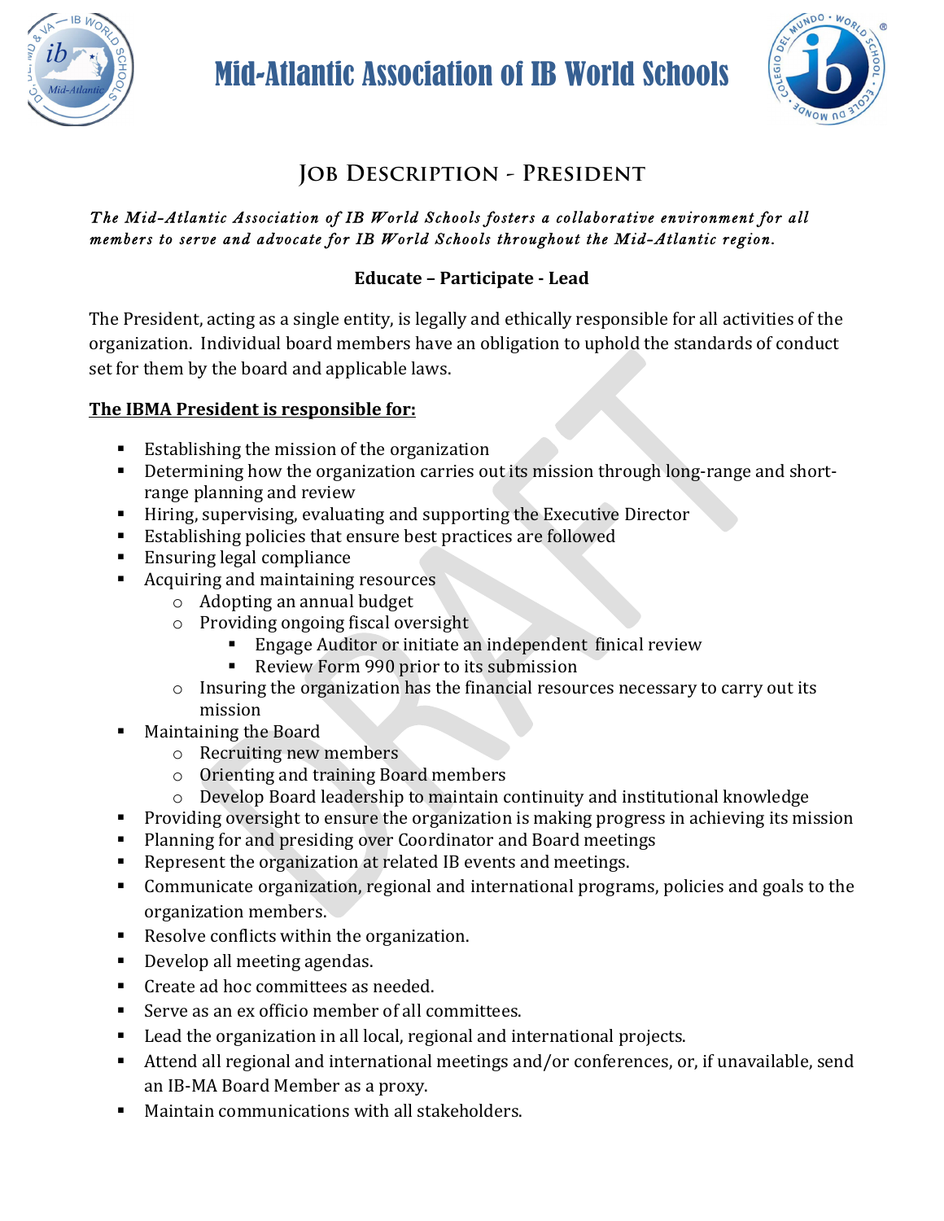# Mid-Atlantic Association of IB World Schools

## Job Description - President

*The Mid-Atlantic Association of IB World Schools fosters a collaborative environment for all members to serve and advocate for IB World Schools throughout the Mid-Atlantic region.*

**Educate – Participate - Lead**

The President, acting as a single entity, is legally and ethically responsible for all activities of the organization. Individual board members have an obligation to uphold the standards of conduct set for them by the board and applicable laws.

**The IBMA President is responsible for:**

- Establishing the mission of the organization
- Determining how the organization carries out its mission through long-range and short-range planning and review
- Hiring, supervising, evaluating and supporting the Executive Director
- Establishing policies that ensure best practices are followed
- Ensuring legal compliance
- Acquiring and maintaining resources
  - Adopting an annual budget
  - Providing ongoing fiscal oversight
    - Engage Auditor or initiate an independent finical review
    - Review Form 990 prior to its submission
  - Insuring the organization has the financial resources necessary to carry out its mission
- Maintaining the Board
  - Recruiting new members
  - Orienting and training Board members
  - Develop Board leadership to maintain continuity and institutional knowledge
- Providing oversight to ensure the organization is making progress in achieving its mission
- Planning for and presiding over Coordinator and Board meetings
- Represent the organization at related IB events and meetings.
- Communicate organization, regional and international programs, policies and goals to the organization members.
- Resolve conflicts within the organization.
- Develop all meeting agendas.
- Create ad hoc committees as needed.
- Serve as an ex officio member of all committees.
- Lead the organization in all local, regional and international projects.
- Attend all regional and international meetings and/or conferences, or, if unavailable, send an IB-MA Board Member as a proxy.
- Maintain communications with all stakeholders.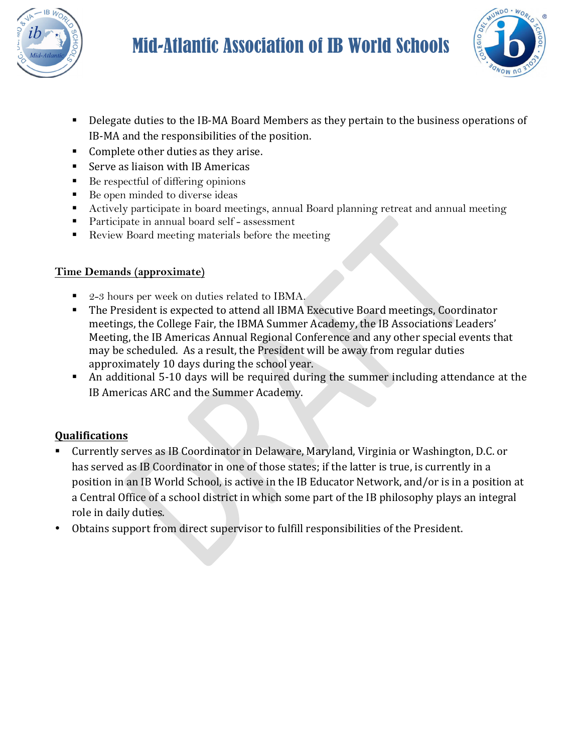- Delegate duties to the IB-MA Board Members as they pertain to the business operations of IB-MA and the responsibilities of the position.
- Complete other duties as they arise.
- Serve as liaison with IB Americas
- Be respectful of differing opinions
- Be open minded to diverse ideas
- Actively participate in board meetings, annual Board planning retreat and annual meeting
- Participate in annual board self - assessment
- Review Board meeting materials before the meeting

**Time Demands (approximate)**

- 2-3 hours per week on duties related to IBMA.
- The President is expected to attend all IBMA Executive Board meetings, Coordinator meetings, the College Fair, the IBMA Summer Academy, the IB Associations Leaders' Meeting, the IB Americas Annual Regional Conference and any other special events that may be scheduled. As a result, the President will be away from regular duties approximately 10 days during the school year.
- An additional 5-10 days will be required during the summer including attendance at the IB Americas ARC and the Summer Academy.

**Qualifications**

- Currently serves as IB Coordinator in Delaware, Maryland, Virginia or Washington, D.C. or has served as IB Coordinator in one of those states; if the latter is true, is currently in a position in an IB World School, is active in the IB Educator Network, and/or is in a position at a Central Office of a school district in which some part of the IB philosophy plays an integral role in daily duties.
- Obtains support from direct supervisor to fulfill responsibilities of the President.